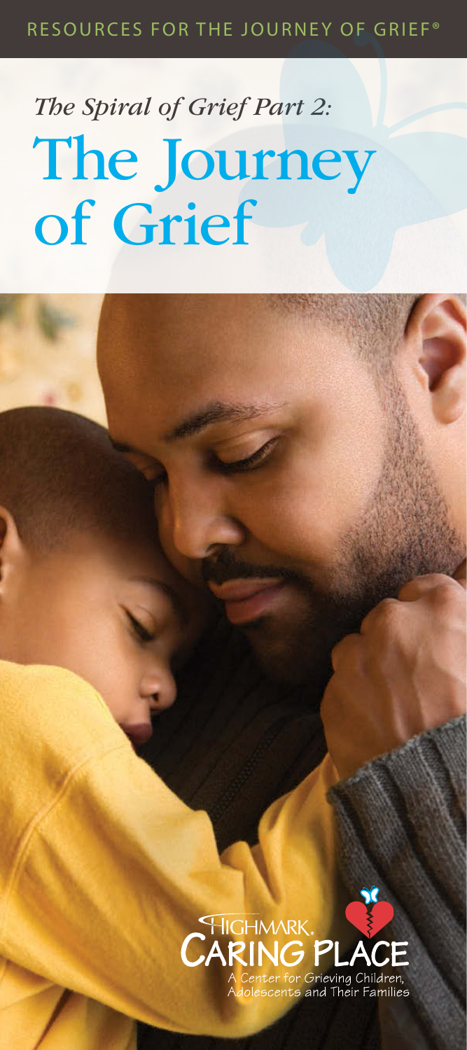RESOURCES FOR THE JOURNEY OF GRIEF®

*The Spiral of Grief Part 2:*

# The Journey of Grief

HIGHMARK. CARING PLACE

A Center for Grieving Children, Adolescents and Their Families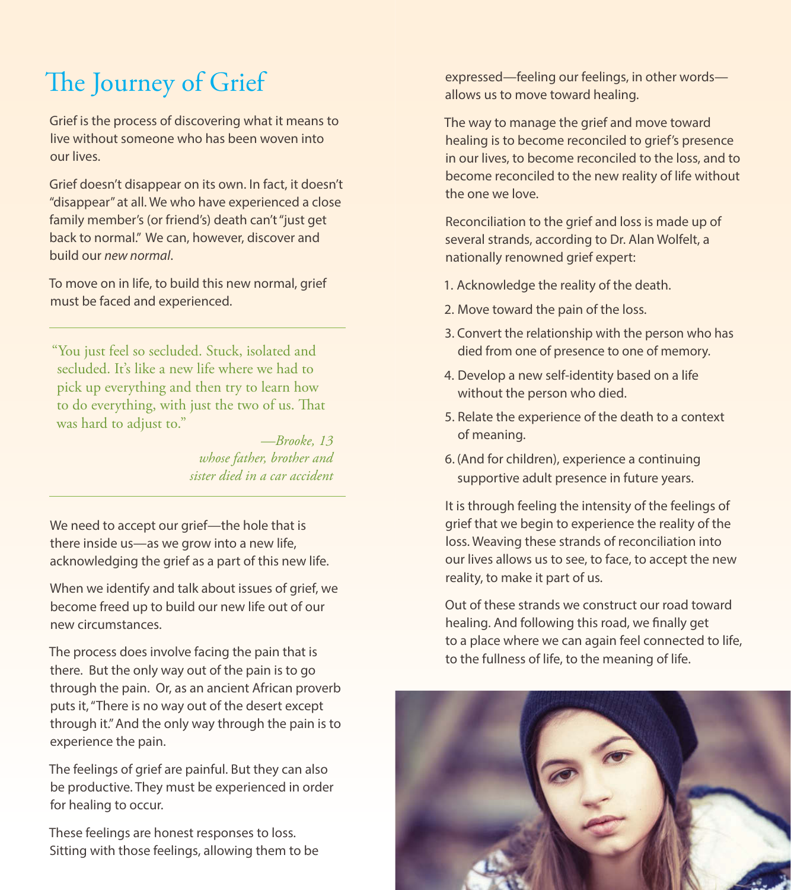# The Journey of Grief

Grief is the process of discovering what it means to live without someone who has been woven into our lives.

Grief doesn't disappear on its own. In fact, it doesn't "disappear" at all. We who have experienced a close family member's (or friend's) death can't "just get back to normal." We can, however, discover and build our *new normal*.

To move on in life, to build this new normal, grief must be faced and experienced.

> "You just feel so secluded. Stuck, isolated and secluded. It's like a new life where we had to pick up everything and then try to learn how to do everything, with just the two of us. That was hard to adjust to."
>
> *—Brooke, 13*
> *whose father, brother and sister died in a car accident*

We need to accept our grief—the hole that is there inside us—as we grow into a new life, acknowledging the grief as a part of this new life.

When we identify and talk about issues of grief, we become freed up to build our new life out of our new circumstances.

The process does involve facing the pain that is there. But the only way out of the pain is to go through the pain. Or, as an ancient African proverb puts it, "There is no way out of the desert except through it." And the only way through the pain is to experience the pain.

The feelings of grief are painful. But they can also be productive. They must be experienced in order for healing to occur.

These feelings are honest responses to loss. Sitting with those feelings, allowing them to be expressed—feeling our feelings, in other words—allows us to move toward healing.

The way to manage the grief and move toward healing is to become reconciled to grief's presence in our lives, to become reconciled to the loss, and to become reconciled to the new reality of life without the one we love.

Reconciliation to the grief and loss is made up of several strands, according to Dr. Alan Wolfelt, a nationally renowned grief expert:

1. Acknowledge the reality of the death.
2. Move toward the pain of the loss.
3. Convert the relationship with the person who has died from one of presence to one of memory.
4. Develop a new self-identity based on a life without the person who died.
5. Relate the experience of the death to a context of meaning.
6. (And for children), experience a continuing supportive adult presence in future years.

It is through feeling the intensity of the feelings of grief that we begin to experience the reality of the loss. Weaving these strands of reconciliation into our lives allows us to see, to face, to accept the new reality, to make it part of us.

Out of these strands we construct our road toward healing. And following this road, we finally get to a place where we can again feel connected to life, to the fullness of life, to the meaning of life.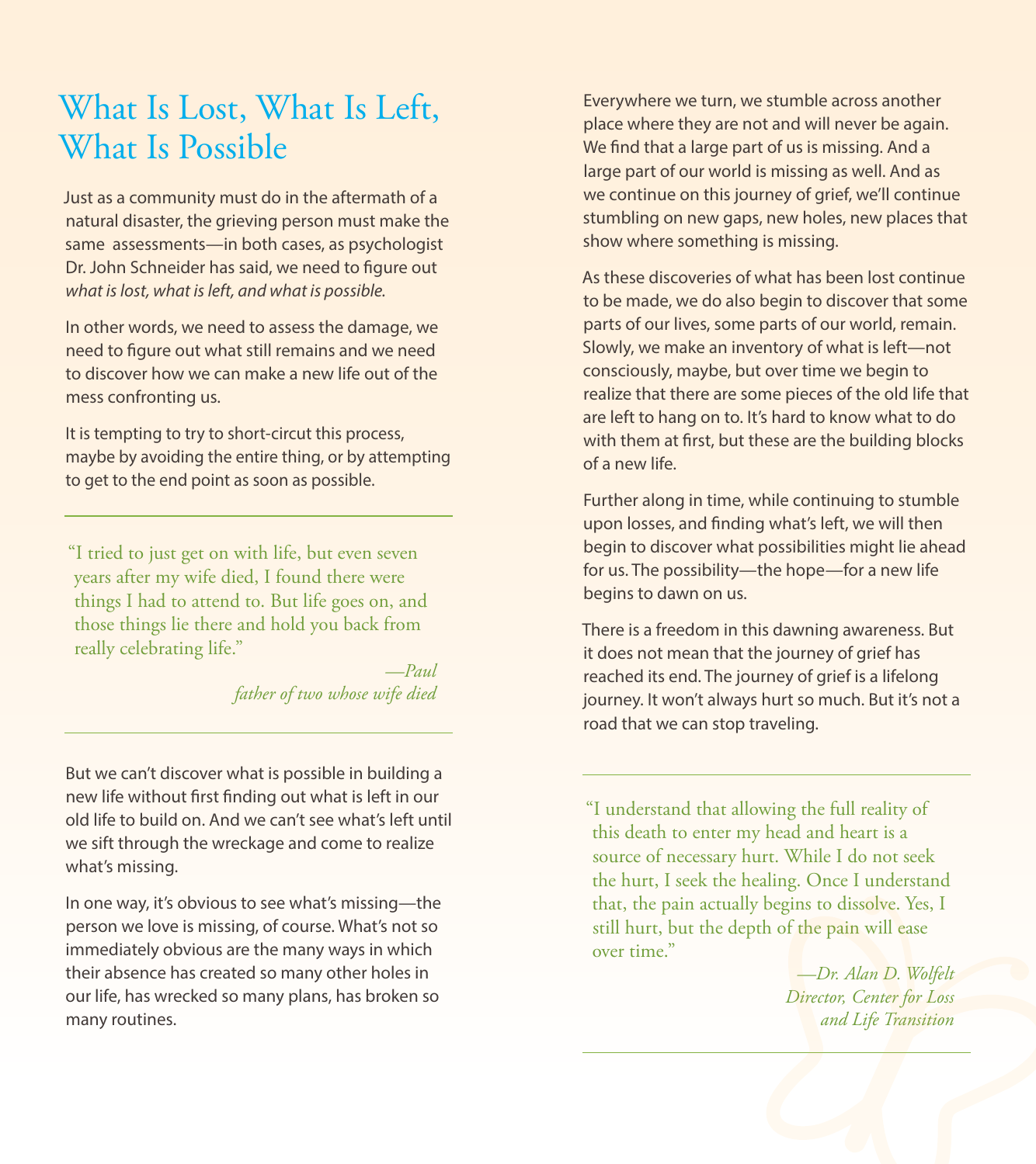# What Is Lost, What Is Left, What Is Possible

Just as a community must do in the aftermath of a natural disaster, the grieving person must make the same assessments—in both cases, as psychologist Dr. John Schneider has said, we need to figure out *what is lost, what is left, and what is possible.*

In other words, we need to assess the damage, we need to figure out what still remains and we need to discover how we can make a new life out of the mess confronting us.

It is tempting to try to short-circut this process, maybe by avoiding the entire thing, or by attempting to get to the end point as soon as possible.

> "I tried to just get on with life, but even seven years after my wife died, I found there were things I had to attend to. But life goes on, and those things lie there and hold you back from really celebrating life."
>
> *—Paul*
> *father of two whose wife died*

But we can't discover what is possible in building a new life without first finding out what is left in our old life to build on. And we can't see what's left until we sift through the wreckage and come to realize what's missing.

In one way, it's obvious to see what's missing—the person we love is missing, of course. What's not so immediately obvious are the many ways in which their absence has created so many other holes in our life, has wrecked so many plans, has broken so many routines.

Everywhere we turn, we stumble across another place where they are not and will never be again. We find that a large part of us is missing. And a large part of our world is missing as well. And as we continue on this journey of grief, we'll continue stumbling on new gaps, new holes, new places that show where something is missing.

As these discoveries of what has been lost continue to be made, we do also begin to discover that some parts of our lives, some parts of our world, remain. Slowly, we make an inventory of what is left—not consciously, maybe, but over time we begin to realize that there are some pieces of the old life that are left to hang on to. It's hard to know what to do with them at first, but these are the building blocks of a new life.

Further along in time, while continuing to stumble upon losses, and finding what's left, we will then begin to discover what possibilities might lie ahead for us. The possibility—the hope—for a new life begins to dawn on us.

There is a freedom in this dawning awareness. But it does not mean that the journey of grief has reached its end. The journey of grief is a lifelong journey. It won't always hurt so much. But it's not a road that we can stop traveling.

> "I understand that allowing the full reality of this death to enter my head and heart is a source of necessary hurt. While I do not seek the hurt, I seek the healing. Once I understand that, the pain actually begins to dissolve. Yes, I still hurt, but the depth of the pain will ease over time."
>
> *—Dr. Alan D. Wolfelt*
> *Director, Center for Loss and Life Transition*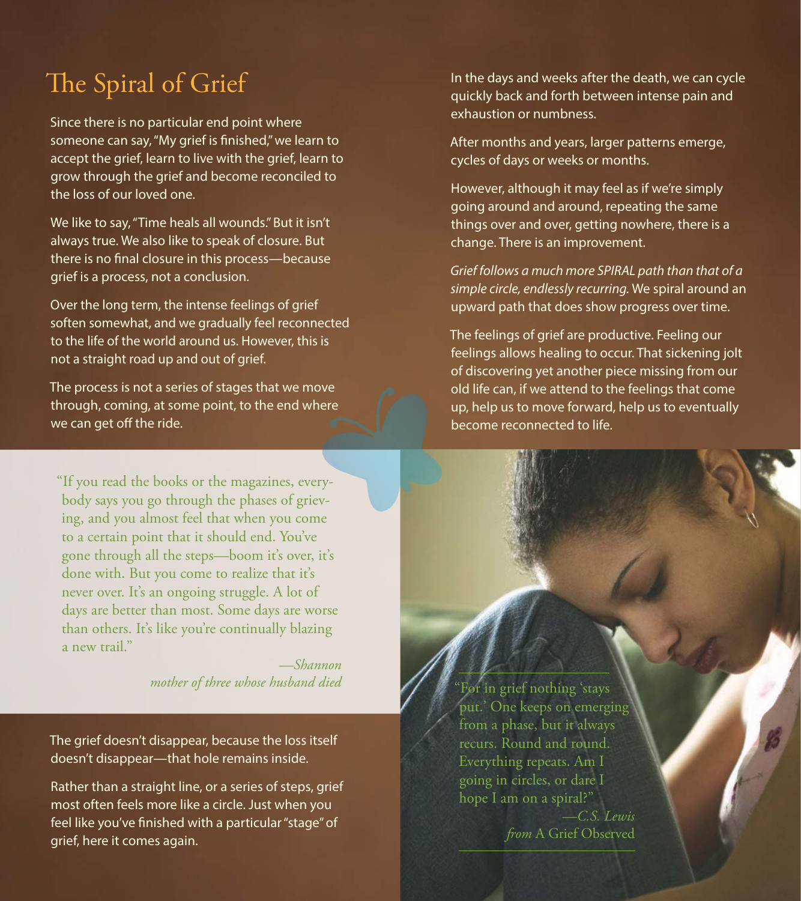# The Spiral of Grief

Since there is no particular end point where someone can say, "My grief is finished," we learn to accept the grief, learn to live with the grief, learn to grow through the grief and become reconciled to the loss of our loved one.

We like to say, "Time heals all wounds." But it isn't always true. We also like to speak of closure. But there is no final closure in this process—because grief is a process, not a conclusion.

Over the long term, the intense feelings of grief soften somewhat, and we gradually feel reconnected to the life of the world around us. However, this is not a straight road up and out of grief.

The process is not a series of stages that we move through, coming, at some point, to the end where we can get off the ride.

> "If you read the books or the magazines, everybody says you go through the phases of grieving, and you almost feel that when you come to a certain point that it should end. You've gone through all the steps—boom it's over, it's done with. But you come to realize that it's never over. It's an ongoing struggle. A lot of days are better than most. Some days are worse than others. It's like you're continually blazing a new trail."
>
> *—Shannon*
> *mother of three whose husband died*

The grief doesn't disappear, because the loss itself doesn't disappear—that hole remains inside.

Rather than a straight line, or a series of steps, grief most often feels more like a circle. Just when you feel like you've finished with a particular "stage" of grief, here it comes again.

In the days and weeks after the death, we can cycle quickly back and forth between intense pain and exhaustion or numbness.

After months and years, larger patterns emerge, cycles of days or weeks or months.

However, although it may feel as if we're simply going around and around, repeating the same things over and over, getting nowhere, there is a change. There is an improvement.

*Grief follows a much more SPIRAL path than that of a simple circle, endlessly recurring.* We spiral around an upward path that does show progress over time.

The feelings of grief are productive. Feeling our feelings allows healing to occur. That sickening jolt of discovering yet another piece missing from our old life can, if we attend to the feelings that come up, help us to move forward, help us to eventually become reconnected to life.

> "For in grief nothing 'stays put.' One keeps on emerging from a phase, but it always recurs. Round and round. Everything repeats. Am I going in circles, or dare I hope I am on a spiral?"
>
> *—C.S. Lewis*
> *from* A Grief Observed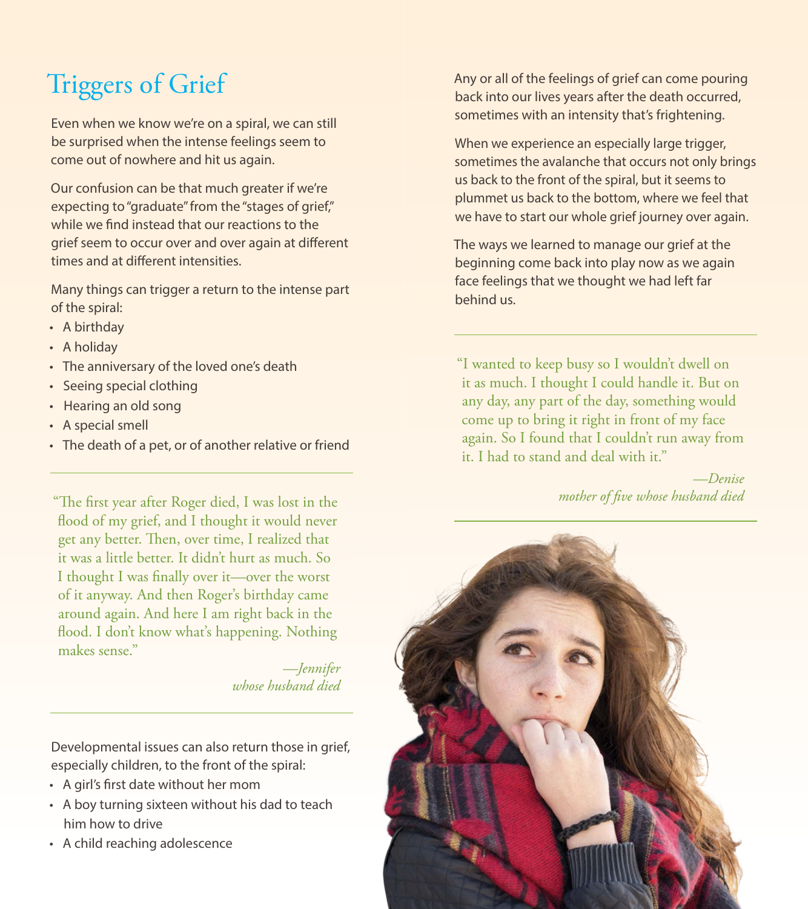# Triggers of Grief

Even when we know we're on a spiral, we can still be surprised when the intense feelings seem to come out of nowhere and hit us again.

Our confusion can be that much greater if we're expecting to "graduate" from the "stages of grief," while we find instead that our reactions to the grief seem to occur over and over again at different times and at different intensities.

Many things can trigger a return to the intense part of the spiral:

- A birthday
- A holiday
- The anniversary of the loved one's death
- Seeing special clothing
- Hearing an old song
- A special smell
- The death of a pet, or of another relative or friend

---

"The first year after Roger died, I was lost in the flood of my grief, and I thought it would never get any better. Then, over time, I realized that it was a little better. It didn't hurt as much. So I thought I was finally over it—over the worst of it anyway. And then Roger's birthday came around again. And here I am right back in the flood. I don't know what's happening. Nothing makes sense."

*—Jennifer*
*whose husband died*

---

Developmental issues can also return those in grief, especially children, to the front of the spiral:

- A girl's first date without her mom
- A boy turning sixteen without his dad to teach him how to drive
- A child reaching adolescence

Any or all of the feelings of grief can come pouring back into our lives years after the death occurred, sometimes with an intensity that's frightening.

When we experience an especially large trigger, sometimes the avalanche that occurs not only brings us back to the front of the spiral, but it seems to plummet us back to the bottom, where we feel that we have to start our whole grief journey over again.

The ways we learned to manage our grief at the beginning come back into play now as we again face feelings that we thought we had left far behind us.

---

"I wanted to keep busy so I wouldn't dwell on it as much. I thought I could handle it. But on any day, any part of the day, something would come up to bring it right in front of my face again. So I found that I couldn't run away from it. I had to stand and deal with it."

*—Denise*
*mother of five whose husband died*

---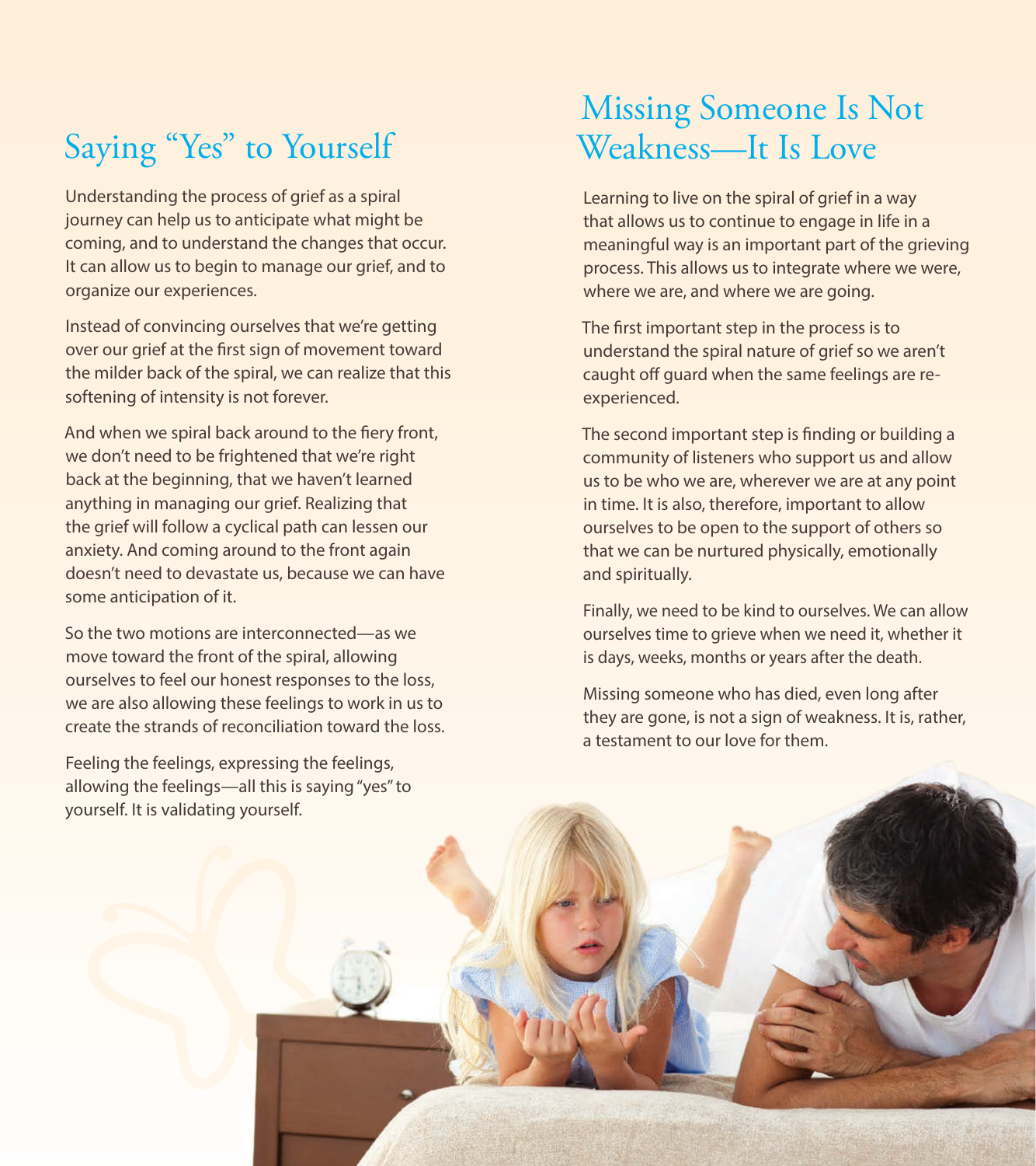## Saying "Yes" to Yourself

Understanding the process of grief as a spiral journey can help us to anticipate what might be coming, and to understand the changes that occur. It can allow us to begin to manage our grief, and to organize our experiences.

Instead of convincing ourselves that we're getting over our grief at the first sign of movement toward the milder back of the spiral, we can realize that this softening of intensity is not forever.

And when we spiral back around to the fiery front, we don't need to be frightened that we're right back at the beginning, that we haven't learned anything in managing our grief. Realizing that the grief will follow a cyclical path can lessen our anxiety. And coming around to the front again doesn't need to devastate us, because we can have some anticipation of it.

So the two motions are interconnected—as we move toward the front of the spiral, allowing ourselves to feel our honest responses to the loss, we are also allowing these feelings to work in us to create the strands of reconciliation toward the loss.

Feeling the feelings, expressing the feelings, allowing the feelings—all this is saying "yes" to yourself. It is validating yourself.

## Missing Someone Is Not Weakness—It Is Love

Learning to live on the spiral of grief in a way that allows us to continue to engage in life in a meaningful way is an important part of the grieving process. This allows us to integrate where we were, where we are, and where we are going.

The first important step in the process is to understand the spiral nature of grief so we aren't caught off guard when the same feelings are re-experienced.

The second important step is finding or building a community of listeners who support us and allow us to be who we are, wherever we are at any point in time. It is also, therefore, important to allow ourselves to be open to the support of others so that we can be nurtured physically, emotionally and spiritually.

Finally, we need to be kind to ourselves. We can allow ourselves time to grieve when we need it, whether it is days, weeks, months or years after the death.

Missing someone who has died, even long after they are gone, is not a sign of weakness. It is, rather, a testament to our love for them.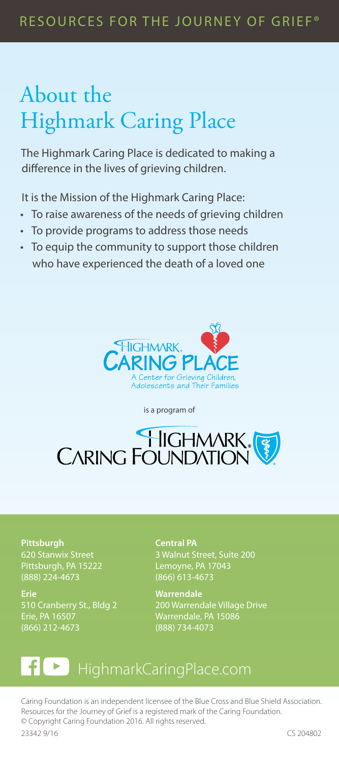RESOURCES FOR THE JOURNEY OF GRIEF®

# About the Highmark Caring Place

The Highmark Caring Place is dedicated to making a difference in the lives of grieving children.

It is the Mission of the Highmark Caring Place:

- To raise awareness of the needs of grieving children
- To provide programs to address those needs
- To equip the community to support those children who have experienced the death of a loved one

HIGHMARK. CARING PLACE
A Center for Grieving Children, Adolescents and Their Families

is a program of

HIGHMARK. CARING FOUNDATION

**Pittsburgh**
620 Stanwix Street
Pittsburgh, PA 15222
(888) 224-4673

**Erie**
510 Cranberry St., Bldg 2
Erie, PA 16507
(866) 212-4673

**Central PA**
3 Walnut Street, Suite 200
Lemoyne, PA 17043
(866) 613-4673

**Warrendale**
200 Warrendale Village Drive
Warrendale, PA 15086
(888) 734-4073

HighmarkCaringPlace.com

Caring Foundation is an independent licensee of the Blue Cross and Blue Shield Association.
Resources for the Journey of Grief is a registered mark of the Caring Foundation.
© Copyright Caring Foundation 2016. All rights reserved.

23342 9/16 CS 204802